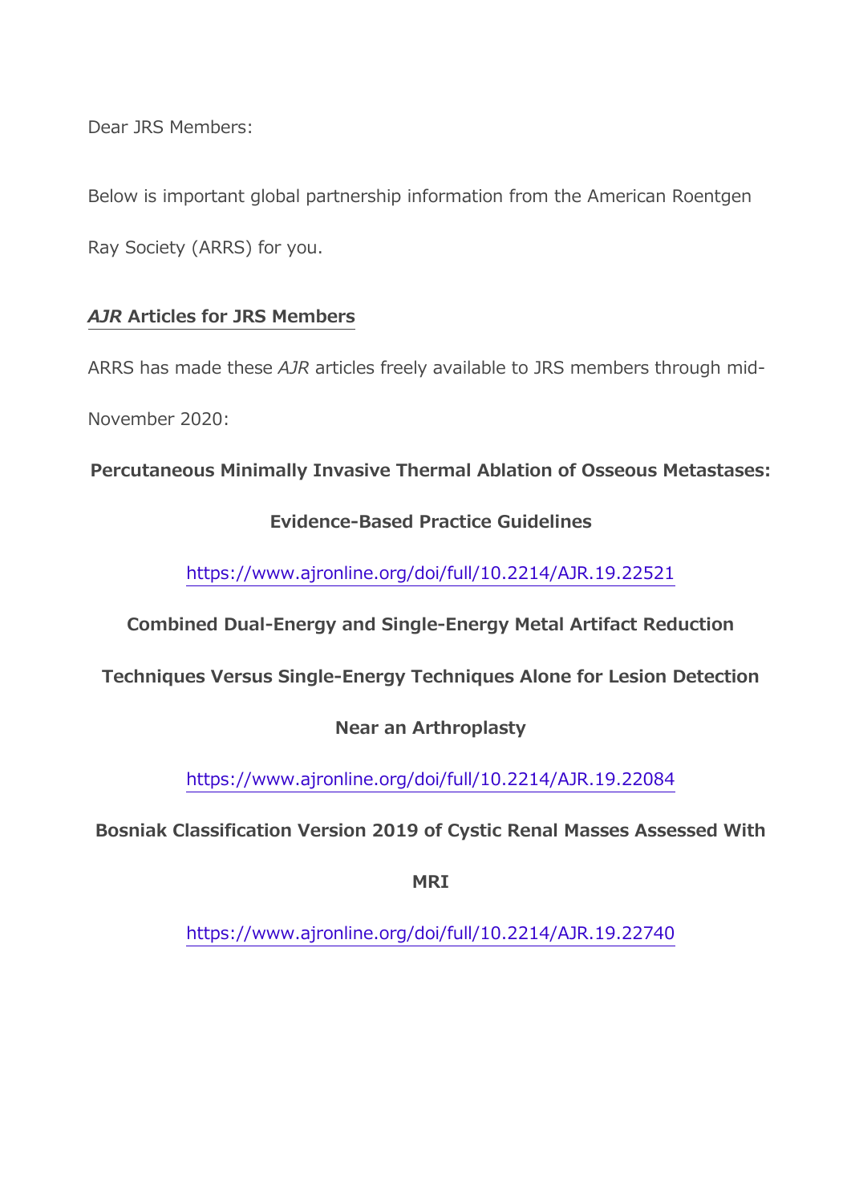Dear JRS Members:

Below is important global partnership information from the American Roentgen Ray Society (ARRS) for you.

## *AJR* Articles for JRS Members

ARRS has made these *AJR* articles freely available to JRS members through mid-November 2020:

**Percutaneous Minimally Invasive Thermal Ablation of Osseous Metastases: Evidence-Based Practice Guidelines**

https://www.ajronline.org/doi/full/10.2214/AJR.19.22521

**Combined Dual-Energy and Single-Energy Metal Artifact Reduction Techniques Versus Single-Energy Techniques Alone for Lesion Detection Near an Arthroplasty**

https://www.ajronline.org/doi/full/10.2214/AJR.19.22084

**Bosniak Classification Version 2019 of Cystic Renal Masses Assessed With MRI**

https://www.ajronline.org/doi/full/10.2214/AJR.19.22740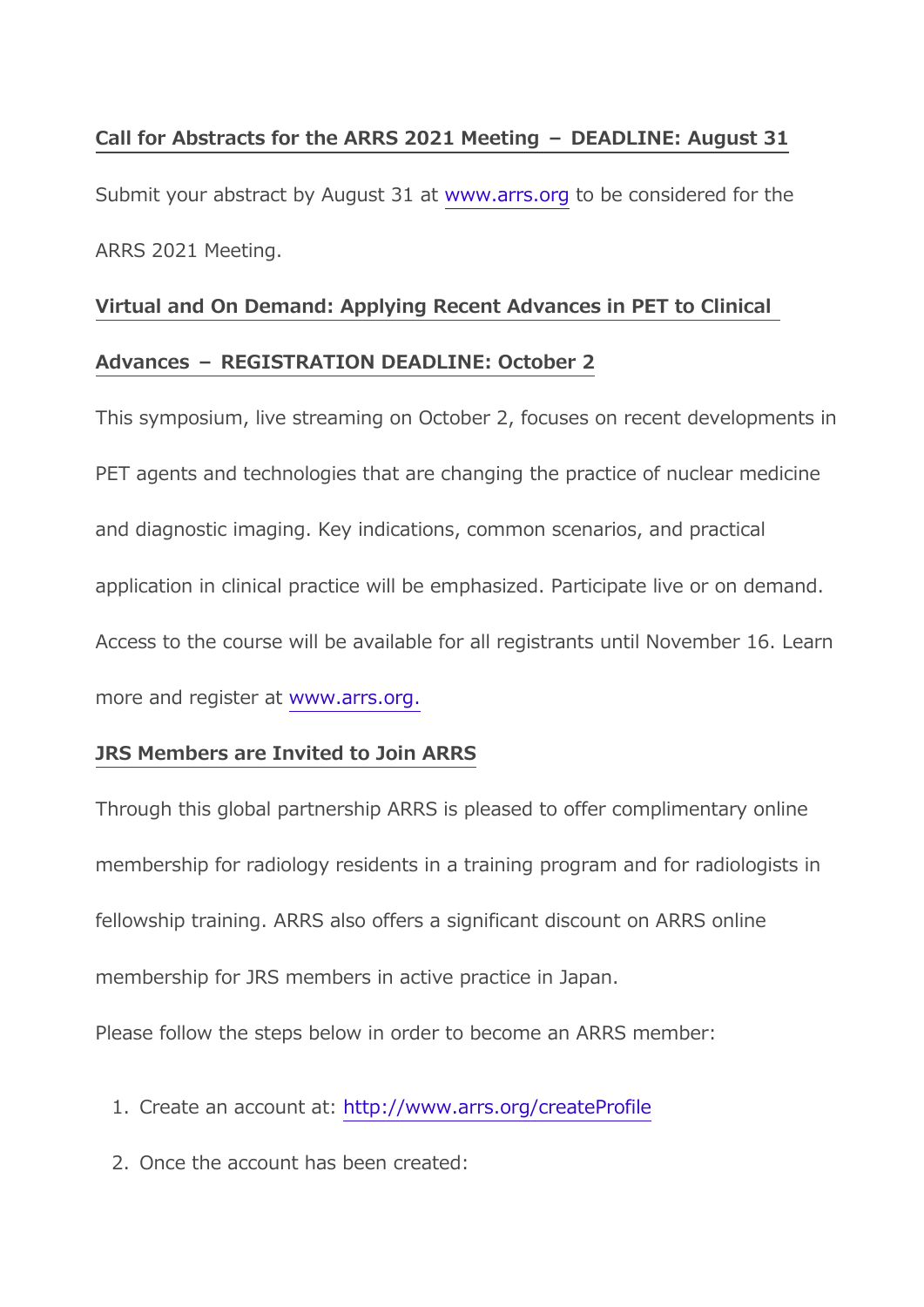**Call for Abstracts for the ARRS 2021 Meeting – DEADLINE: August 31**

Submit your abstract by August 31 at www.arrs.org to be considered for the ARRS 2021 Meeting.

**Virtual and On Demand: Applying Recent Advances in PET to Clinical Advances – REGISTRATION DEADLINE: October 2**

This symposium, live streaming on October 2, focuses on recent developments in PET agents and technologies that are changing the practice of nuclear medicine and diagnostic imaging. Key indications, common scenarios, and practical application in clinical practice will be emphasized. Participate live or on demand. Access to the course will be available for all registrants until November 16. Learn more and register at www.arrs.org.

**JRS Members are Invited to Join ARRS**

Through this global partnership ARRS is pleased to offer complimentary online membership for radiology residents in a training program and for radiologists in fellowship training. ARRS also offers a significant discount on ARRS online membership for JRS members in active practice in Japan.

Please follow the steps below in order to become an ARRS member:

1. Create an account at: http://www.arrs.org/createProfile
2. Once the account has been created: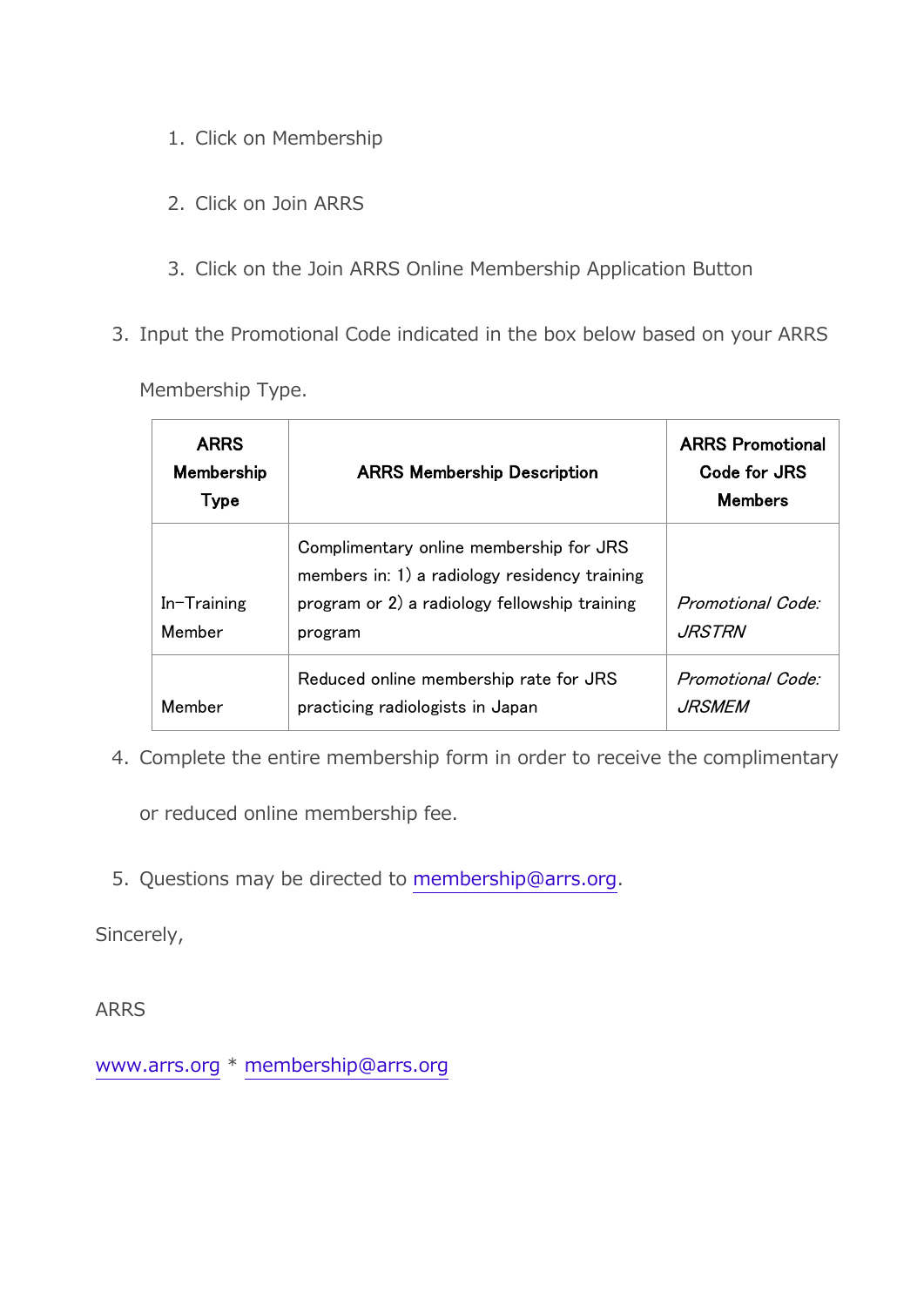1. Click on Membership

   2. Click on Join ARRS

   3. Click on the Join ARRS Online Membership Application Button

3. Input the Promotional Code indicated in the box below based on your ARRS Membership Type.

| ARRS Membership Type | ARRS Membership Description | ARRS Promotional Code for JRS Members |
|---|---|---|
| In-Training Member | Complimentary online membership for JRS members in: 1) a radiology residency training program or 2) a radiology fellowship training program | *Promotional Code: JRSTRN* |
| Member | Reduced online membership rate for JRS practicing radiologists in Japan | *Promotional Code: JRSMEM* |

4. Complete the entire membership form in order to receive the complimentary or reduced online membership fee.

5. Questions may be directed to membership@arrs.org.

Sincerely,

ARRS

www.arrs.org * membership@arrs.org